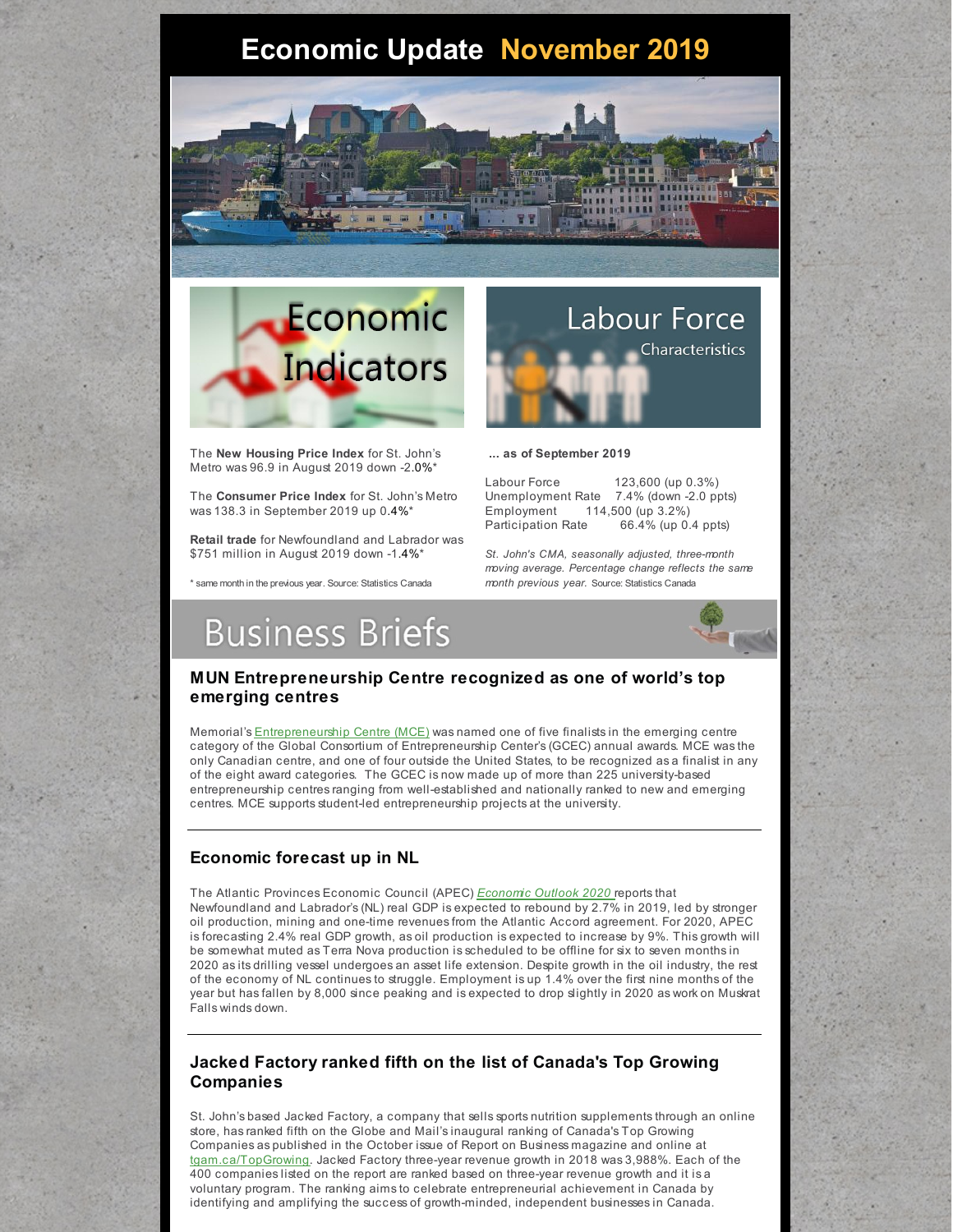# Economic Update November 2019

## Economic Indicators

The **New Housing Price Index** for St. John's Metro was 96.9 in August 2019 down -2.0%*

The **Consumer Price Index** for St. John's Metro was 138.3 in September 2019 up 0.4%*

**Retail trade** for Newfoundland and Labrador was $751 million in August 2019 down -1.4%*

\* same month in the previous year. Source: Statistics Canada

## Labour Force Characteristics

**... as of September 2019**

| | |
|---|---|
| Labour Force | 123,600 (up 0.3%) |
| Unemployment Rate | 7.4% (down -2.0 ppts) |
| Employment | 114,500 (up 3.2%) |
| Participation Rate | 66.4% (up 0.4 ppts) |

*St. John's CMA, seasonally adjusted, three-month moving average. Percentage change reflects the same month previous year.* Source: Statistics Canada

## Business Briefs

### MUN Entrepreneurship Centre recognized as one of world's top emerging centres

Memorial's Entrepreneurship Centre (MCE) was named one of five finalists in the emerging centre category of the Global Consortium of Entrepreneurship Center's (GCEC) annual awards. MCE was the only Canadian centre, and one of four outside the United States, to be recognized as a finalist in any of the eight award categories. The GCEC is now made up of more than 225 university-based entrepreneurship centres ranging from well-established and nationally ranked to new and emerging centres. MCE supports student-led entrepreneurship projects at the university.

### Economic forecast up in NL

The Atlantic Provinces Economic Council (APEC) *Economic Outlook 2020* reports that Newfoundland and Labrador's (NL) real GDP is expected to rebound by 2.7% in 2019, led by stronger oil production, mining and one-time revenues from the Atlantic Accord agreement. For 2020, APEC is forecasting 2.4% real GDP growth, as oil production is expected to increase by 9%. This growth will be somewhat muted as Terra Nova production is scheduled to be offline for six to seven months in 2020 as its drilling vessel undergoes an asset life extension. Despite growth in the oil industry, the rest of the economy of NL continues to struggle. Employment is up 1.4% over the first nine months of the year but has fallen by 8,000 since peaking and is expected to drop slightly in 2020 as work on Muskrat Falls winds down.

### Jacked Factory ranked fifth on the list of Canada's Top Growing Companies

St. John's based Jacked Factory, a company that sells sports nutrition supplements through an online store, has ranked fifth on the Globe and Mail's inaugural ranking of Canada's Top Growing Companies as published in the October issue of Report on Business magazine and online at tgam.ca/TopGrowing. Jacked Factory three-year revenue growth in 2018 was 3,988%. Each of the 400 companies listed on the report are ranked based on three-year revenue growth and it is a voluntary program. The ranking aims to celebrate entrepreneurial achievement in Canada by identifying and amplifying the success of growth-minded, independent businesses in Canada.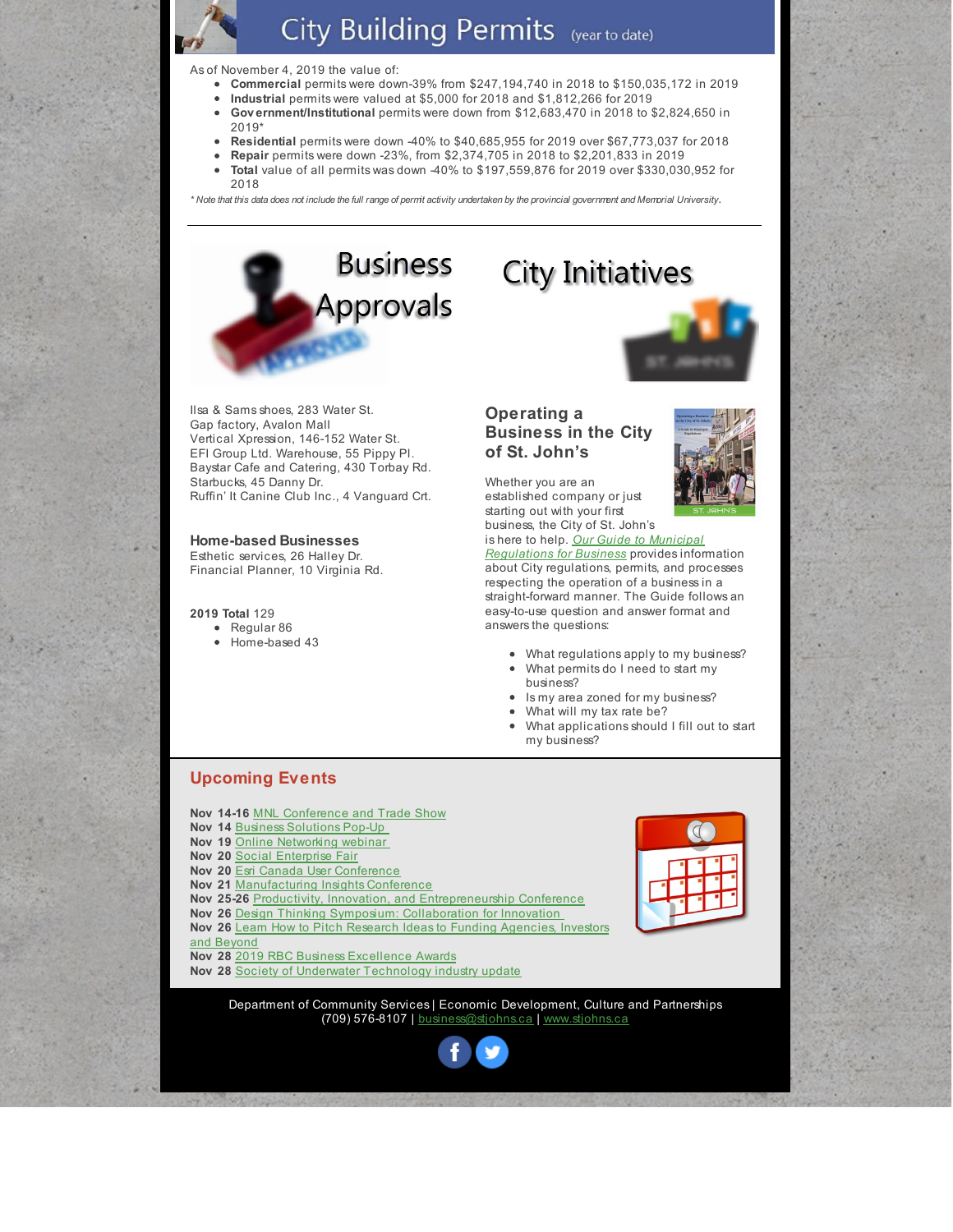## City Building Permits (year to date)

As of November 4, 2019 the value of:

- **Commercial** permits were down -39% from $247,194,740 in 2018 to $150,035,172 in 2019
- **Industrial** permits were valued at $5,000 for 2018 and $1,812,266 for 2019
- **Government/Institutional** permits were down from $12,683,470 in 2018 to $2,824,650 in 2019*
- **Residential** permits were down -40% to $40,685,955 for 2019 over $67,773,037 for 2018
- **Repair** permits were down -23%, from $2,374,705 in 2018 to $2,201,833 in 2019
- **Total** value of all permits was down -40% to $197,559,876 for 2019 over $330,030,952 for 2018

*\* Note that this data does not include the full range of permit activity undertaken by the provincial government and Memorial University.*

---

## Business Approvals

Ilsa & Sams shoes, 283 Water St.
Gap factory, Avalon Mall
Vertical Xpression, 146-152 Water St.
EFI Group Ltd. Warehouse, 55 Pippy Pl.
Baystar Cafe and Catering, 430 Torbay Rd.
Starbucks, 45 Danny Dr.
Ruffin' It Canine Club Inc., 4 Vanguard Crt.

**Home-based Businesses**
Esthetic services, 26 Halley Dr.
Financial Planner, 10 Virginia Rd.

**2019 Total** 129

- Regular 86
- Home-based 43

## City Initiatives

### Operating a Business in the City of St. John's

Whether you are an established company or just starting out with your first business, the City of St. John's is here to help. *Our Guide to Municipal Regulations for Business* provides information about City regulations, permits, and processes respecting the operation of a business in a straight-forward manner. The Guide follows an easy-to-use question and answer format and answers the questions:

- What regulations apply to my business?
- What permits do I need to start my business?
- Is my area zoned for my business?
- What will my tax rate be?
- What applications should I fill out to start my business?

## Upcoming Events

**Nov 14-16** MNL Conference and Trade Show
**Nov 14** Business Solutions Pop-Up
**Nov 19** Online Networking webinar
**Nov 20** Social Enterprise Fair
**Nov 20** Esri Canada User Conference
**Nov 21** Manufacturing Insights Conference
**Nov 25-26** Productivity, Innovation, and Entrepreneurship Conference
**Nov 26** Design Thinking Symposium: Collaboration for Innovation
**Nov 26** Learn How to Pitch Research Ideas to Funding Agencies, Investors and Beyond
**Nov 28** 2019 RBC Business Excellence Awards
**Nov 28** Society of Underwater Technology industry update

Department of Community Services | Economic Development, Culture and Partnerships
(709) 576-8107 | business@stjohns.ca | www.stjohns.ca